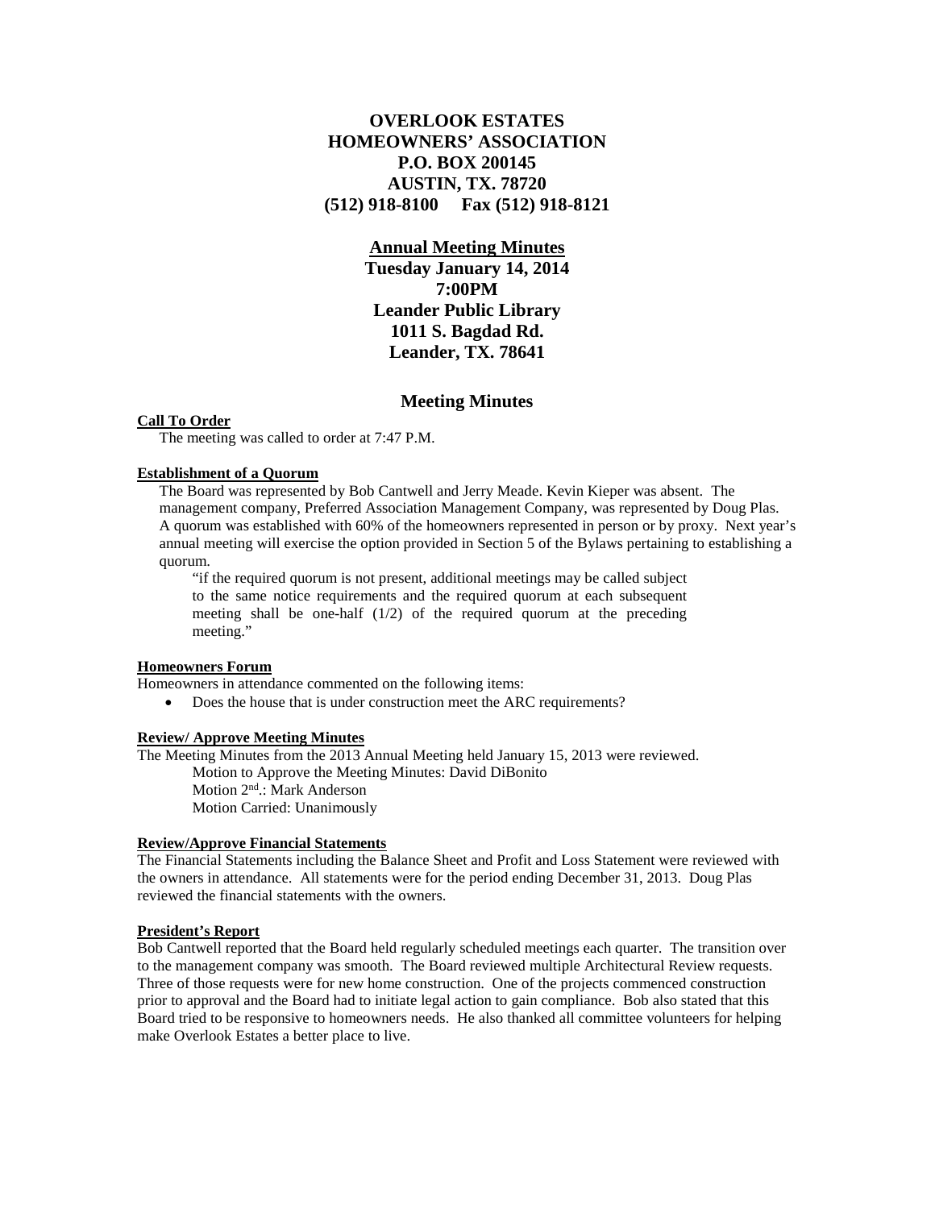# OVERLOOK ESTATES HOMEOWNERS' ASSOCIATION
**P.O. BOX 200145**
**AUSTIN, TX. 78720**
**(512) 918-8100 Fax (512) 918-8121**

## Annual Meeting Minutes
**Tuesday January 14, 2014**
**7:00PM**
**Leander Public Library**
**1011 S. Bagdad Rd.**
**Leander, TX. 78641**

## Meeting Minutes

### Call To Order

The meeting was called to order at 7:47 P.M.

### Establishment of a Quorum

The Board was represented by Bob Cantwell and Jerry Meade. Kevin Kieper was absent. The management company, Preferred Association Management Company, was represented by Doug Plas. A quorum was established with 60% of the homeowners represented in person or by proxy. Next year's annual meeting will exercise the option provided in Section 5 of the Bylaws pertaining to establishing a quorum.

> "if the required quorum is not present, additional meetings may be called subject to the same notice requirements and the required quorum at each subsequent meeting shall be one-half (1/2) of the required quorum at the preceding meeting."

### Homeowners Forum

Homeowners in attendance commented on the following items:

- Does the house that is under construction meet the ARC requirements?

### Review/ Approve Meeting Minutes

The Meeting Minutes from the 2013 Annual Meeting held January 15, 2013 were reviewed.

Motion to Approve the Meeting Minutes: David DiBonito
Motion 2nd.: Mark Anderson
Motion Carried: Unanimously

### Review/Approve Financial Statements

The Financial Statements including the Balance Sheet and Profit and Loss Statement were reviewed with the owners in attendance. All statements were for the period ending December 31, 2013. Doug Plas reviewed the financial statements with the owners.

### President's Report

Bob Cantwell reported that the Board held regularly scheduled meetings each quarter. The transition over to the management company was smooth. The Board reviewed multiple Architectural Review requests. Three of those requests were for new home construction. One of the projects commenced construction prior to approval and the Board had to initiate legal action to gain compliance. Bob also stated that this Board tried to be responsive to homeowners needs. He also thanked all committee volunteers for helping make Overlook Estates a better place to live.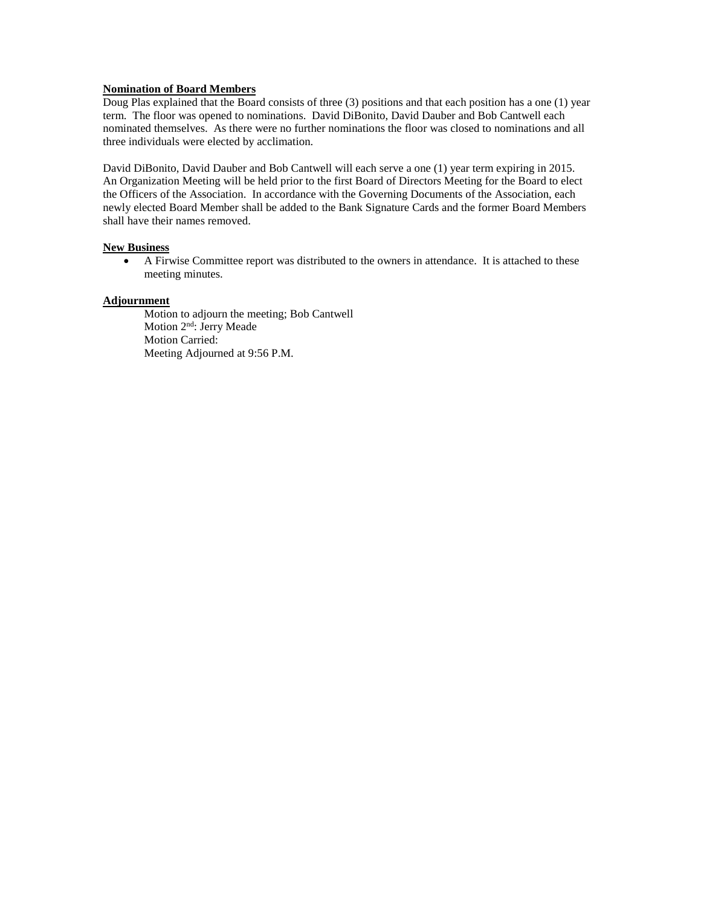**Nomination of Board Members**

Doug Plas explained that the Board consists of three (3) positions and that each position has a one (1) year term. The floor was opened to nominations. David DiBonito, David Dauber and Bob Cantwell each nominated themselves. As there were no further nominations the floor was closed to nominations and all three individuals were elected by acclimation.

David DiBonito, David Dauber and Bob Cantwell will each serve a one (1) year term expiring in 2015. An Organization Meeting will be held prior to the first Board of Directors Meeting for the Board to elect the Officers of the Association. In accordance with the Governing Documents of the Association, each newly elected Board Member shall be added to the Bank Signature Cards and the former Board Members shall have their names removed.

**New Business**

- A Firwise Committee report was distributed to the owners in attendance. It is attached to these meeting minutes.

**Adjournment**

Motion to adjourn the meeting; Bob Cantwell
Motion 2nd: Jerry Meade
Motion Carried:
Meeting Adjourned at 9:56 P.M.